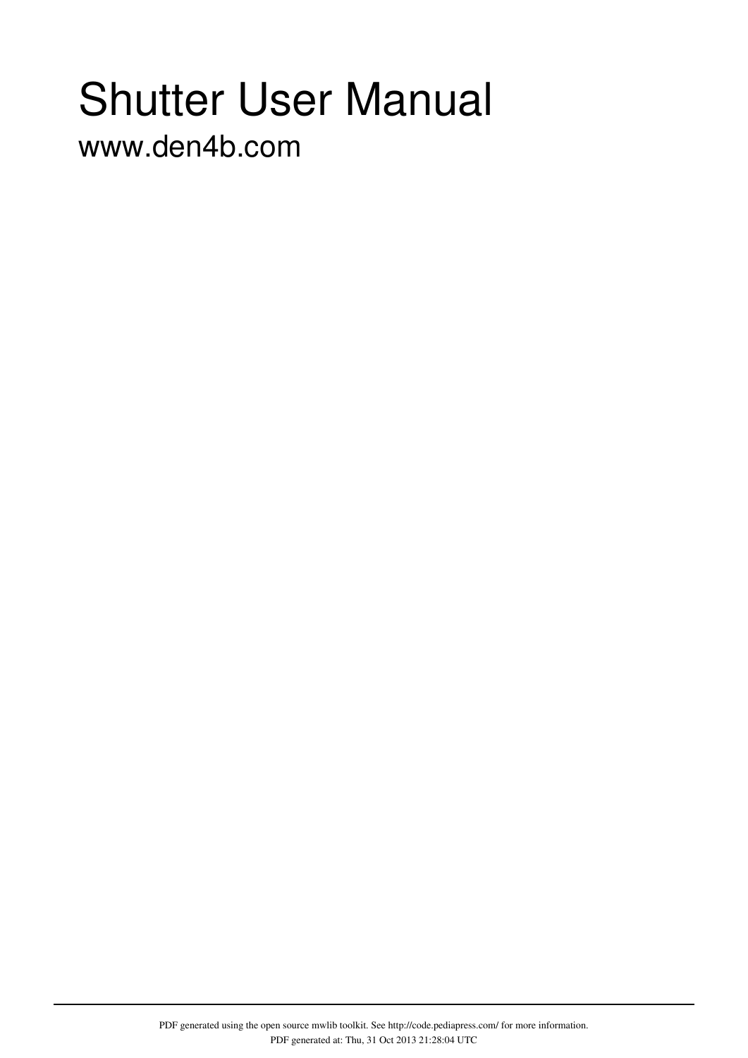# Shutter User Manual

www.den4b.com

PDF generated using the open source mwlib toolkit. See http://code.pediapress.com/ for more information.
PDF generated at: Thu, 31 Oct 2013 21:28:04 UTC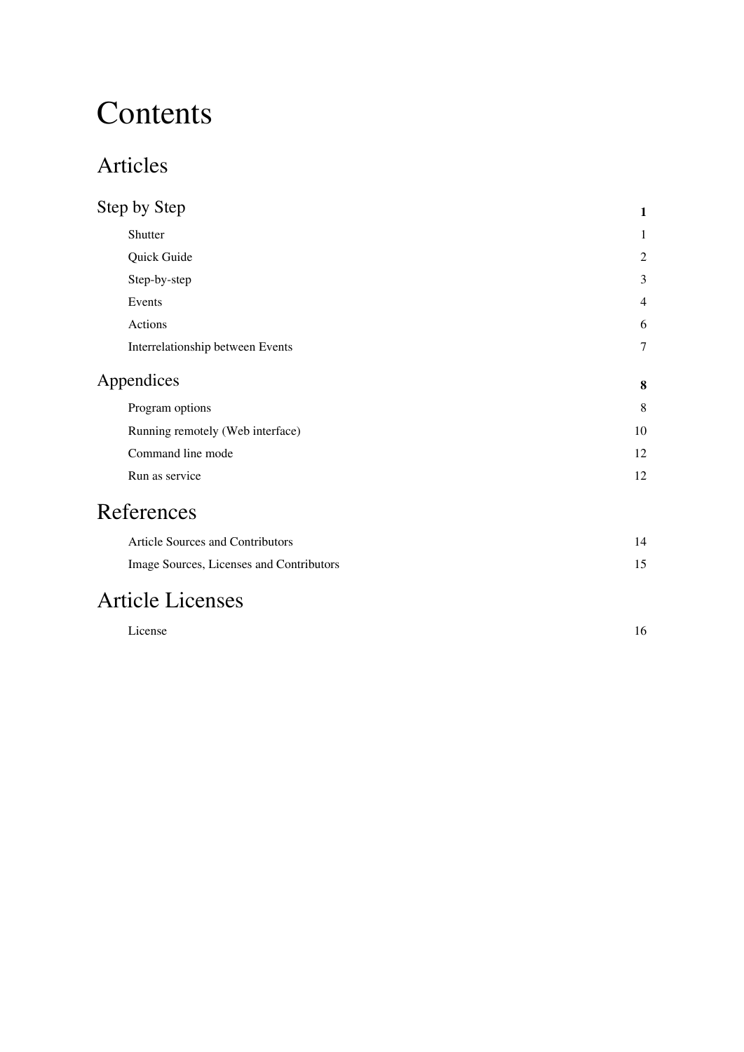# Contents

## Articles

| | |
|---|---|
| **Step by Step** | **1** |
| Shutter | 1 |
| Quick Guide | 2 |
| Step-by-step | 3 |
| Events | 4 |
| Actions | 6 |
| Interrelationship between Events | 7 |
| **Appendices** | **8** |
| Program options | 8 |
| Running remotely (Web interface) | 10 |
| Command line mode | 12 |
| Run as service | 12 |

## References

| | |
|---|---|
| Article Sources and Contributors | 14 |
| Image Sources, Licenses and Contributors | 15 |

## Article Licenses

| | |
|---|---|
| License | 16 |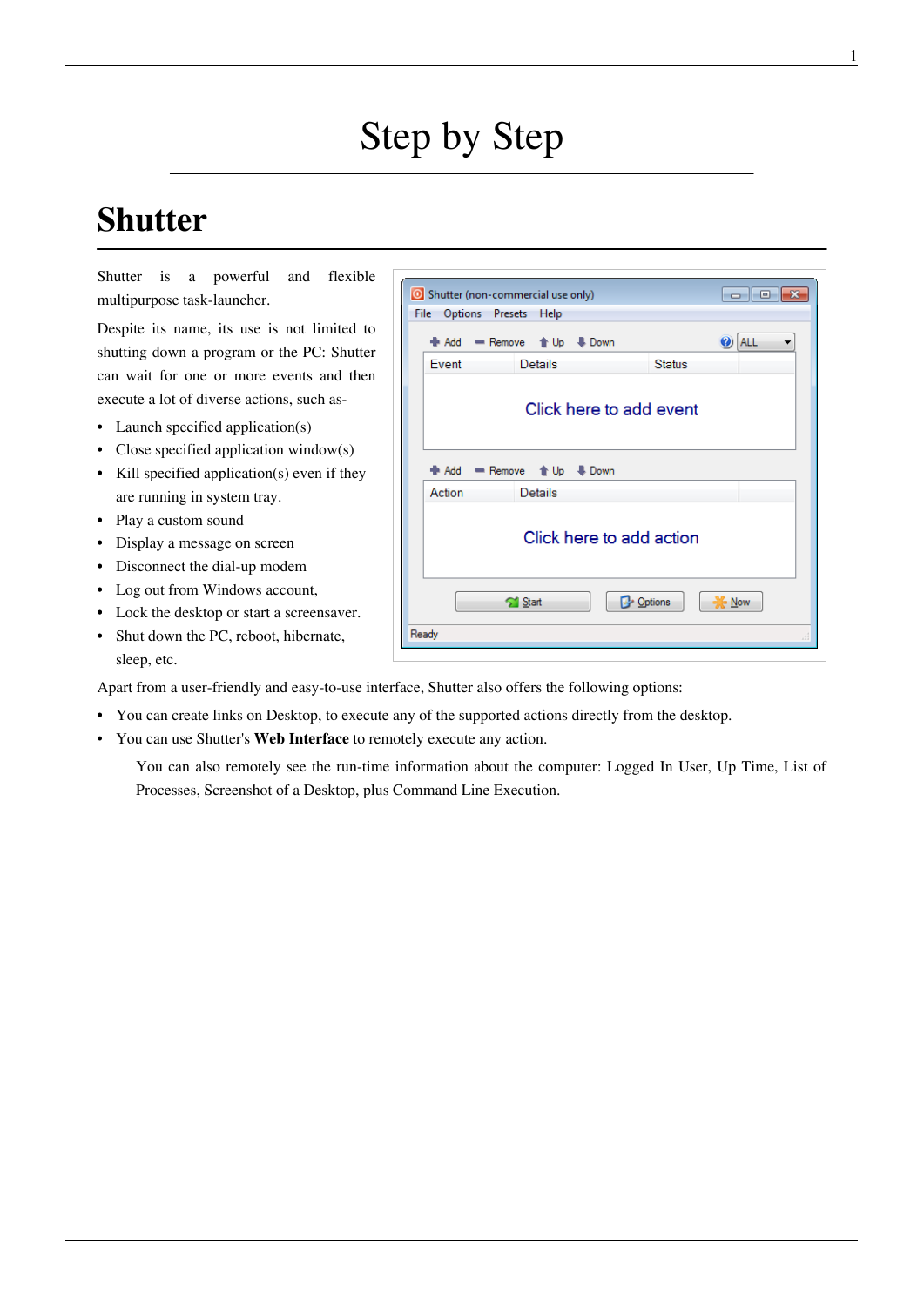# Step by Step

## Shutter

Shutter is a powerful and flexible multipurpose task-launcher.

Despite its name, its use is not limited to shutting down a program or the PC: Shutter can wait for one or more events and then execute a lot of diverse actions, such as-

- Launch specified application(s)
- Close specified application window(s)
- Kill specified application(s) even if they are running in system tray.
- Play a custom sound
- Display a message on screen
- Disconnect the dial-up modem
- Log out from Windows account,
- Lock the desktop or start a screensaver.
- Shut down the PC, reboot, hibernate, sleep, etc.

Apart from a user-friendly and easy-to-use interface, Shutter also offers the following options:

- You can create links on Desktop, to execute any of the supported actions directly from the desktop.
- You can use Shutter's **Web Interface** to remotely execute any action.

  You can also remotely see the run-time information about the computer: Logged In User, Up Time, List of Processes, Screenshot of a Desktop, plus Command Line Execution.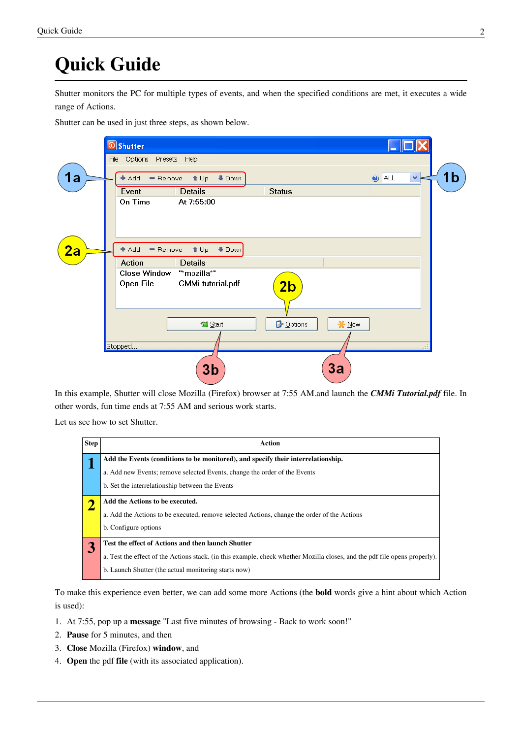# Quick Guide

Shutter monitors the PC for multiple types of events, and when the specified conditions are met, it executes a wide range of Actions.

Shutter can be used in just three steps, as shown below.

In this example, Shutter will close Mozilla (Firefox) browser at 7:55 AM.and launch the ***CMMi Tutorial.pdf*** file. In other words, fun time ends at 7:55 AM and serious work starts.

Let us see how to set Shutter.

| Step | Action |
|---|---|
| **1** | **Add the Events (conditions to be monitored), and specify their interrelationship.**<br>a. Add new Events; remove selected Events, change the order of the Events<br>b. Set the interrelationship between the Events |
| **2** | **Add the Actions to be executed.**<br>a. Add the Actions to be executed, remove selected Actions, change the order of the Actions<br>b. Configure options |
| **3** | **Test the effect of Actions and then launch Shutter**<br>a. Test the effect of the Actions stack. (in this example, check whether Mozilla closes, and the pdf file opens properly).<br>b. Launch Shutter (the actual monitoring starts now) |

To make this experience even better, we can add some more Actions (the **bold** words give a hint about which Action is used):

1. At 7:55, pop up a **message** "Last five minutes of browsing - Back to work soon!"
2. **Pause** for 5 minutes, and then
3. **Close** Mozilla (Firefox) **window**, and
4. **Open** the pdf **file** (with its associated application).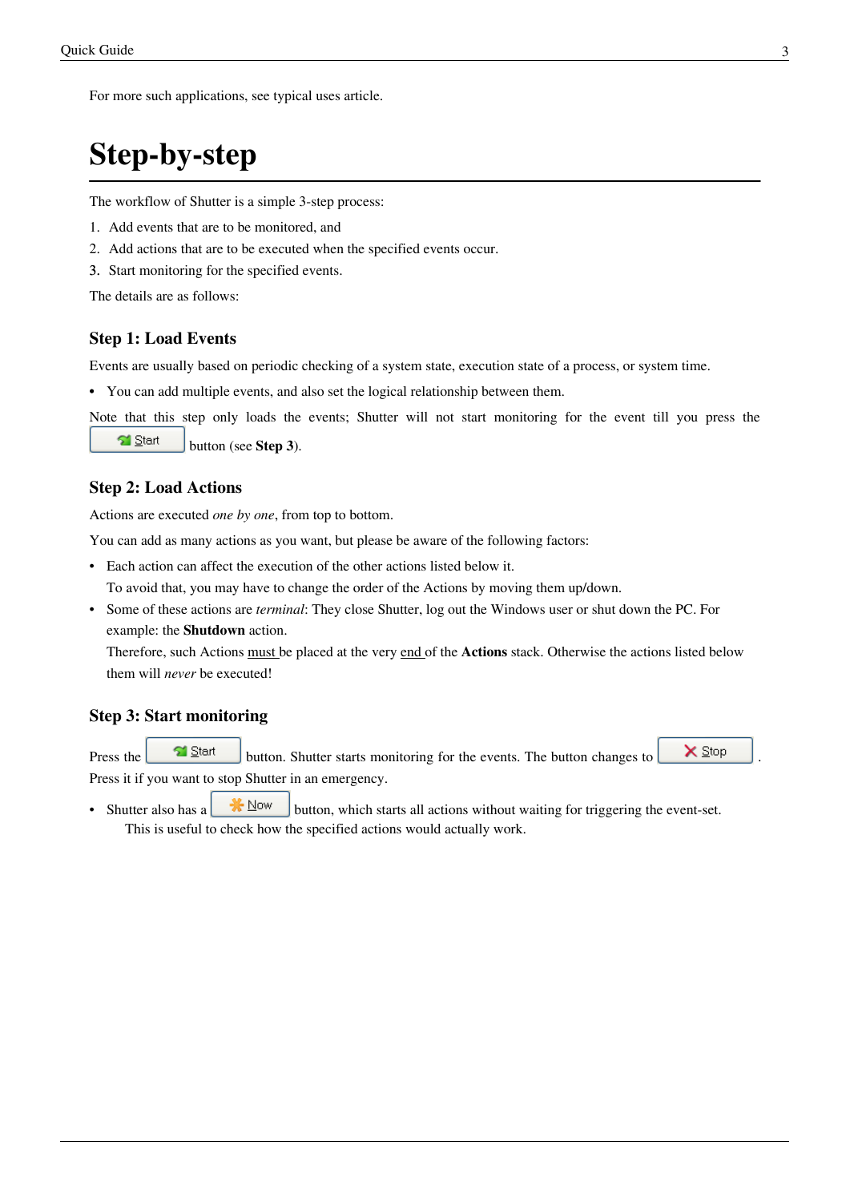For more such applications, see typical uses article.

# Step-by-step

The workflow of Shutter is a simple 3-step process:

1. Add events that are to be monitored, and
2. Add actions that are to be executed when the specified events occur.
3. Start monitoring for the specified events.

The details are as follows:

### Step 1: Load Events

Events are usually based on periodic checking of a system state, execution state of a process, or system time.

- You can add multiple events, and also set the logical relationship between them.

Note that this step only loads the events; Shutter will not start monitoring for the event till you press the Start button (see **Step 3**).

### Step 2: Load Actions

Actions are executed *one by one*, from top to bottom.

You can add as many actions as you want, but please be aware of the following factors:

- Each action can affect the execution of the other actions listed below it.
  To avoid that, you may have to change the order of the Actions by moving them up/down.
- Some of these actions are *terminal*: They close Shutter, log out the Windows user or shut down the PC. For example: the **Shutdown** action.
  Therefore, such Actions must be placed at the very end of the **Actions** stack. Otherwise the actions listed below them will *never* be executed!

### Step 3: Start monitoring

Press the Start button. Shutter starts monitoring for the events. The button changes to Stop. Press it if you want to stop Shutter in an emergency.

- Shutter also has a Now button, which starts all actions without waiting for triggering the event-set.
  This is useful to check how the specified actions would actually work.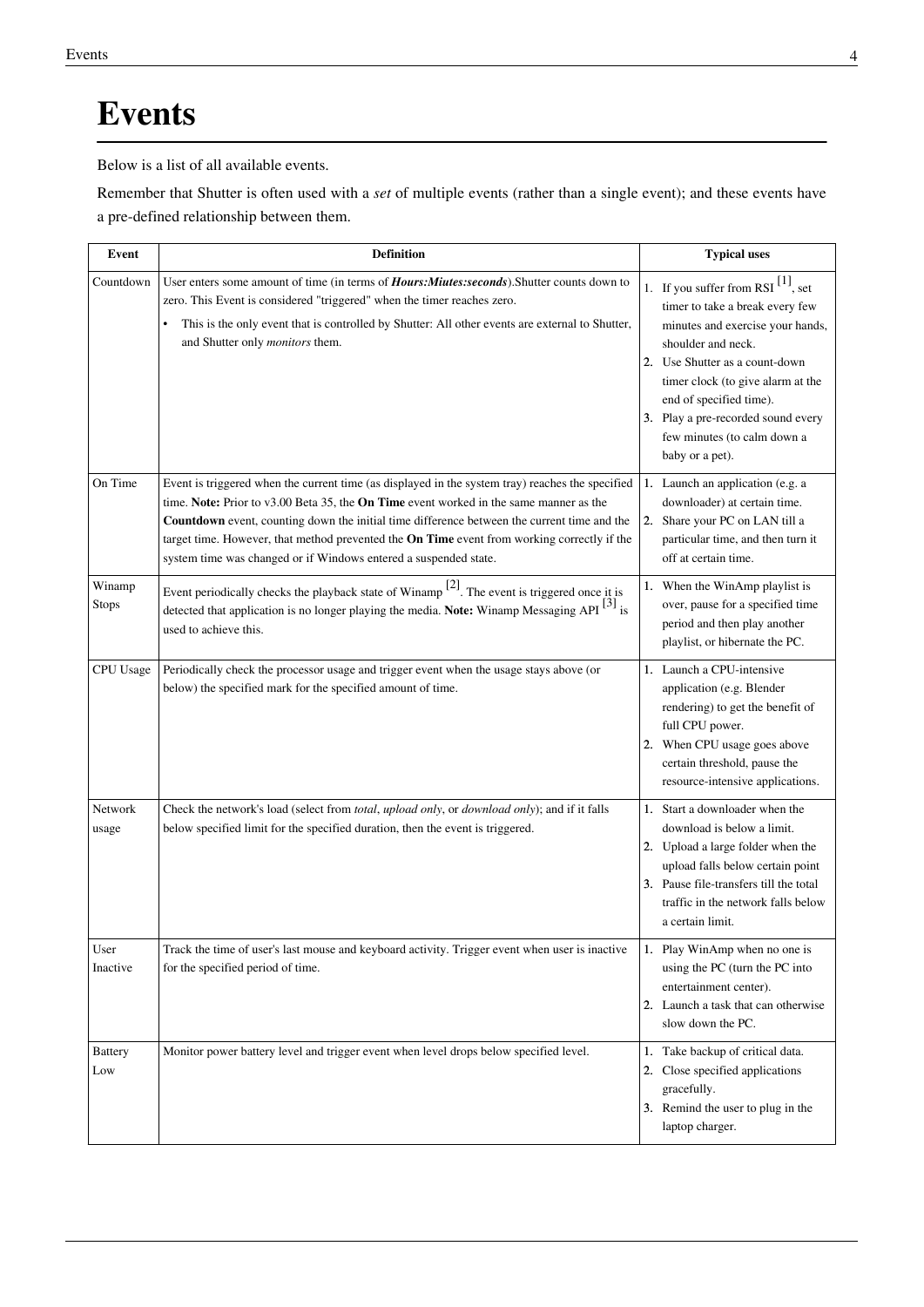# Events

Below is a list of all available events.

Remember that Shutter is often used with a *set* of multiple events (rather than a single event); and these events have a pre-defined relationship between them.

| Event | Definition | Typical uses |
|---|---|---|
| Countdown | User enters some amount of time (in terms of ***Hours:Miutes:seconds***).Shutter counts down to zero. This Event is considered "triggered" when the timer reaches zero.<br>• This is the only event that is controlled by Shutter: All other events are external to Shutter, and Shutter only *monitors* them. | 1. If you suffer from RSI [1], set timer to take a break every few minutes and exercise your hands, shoulder and neck.<br>2. Use Shutter as a count-down timer clock (to give alarm at the end of specified time).<br>3. Play a pre-recorded sound every few minutes (to calm down a baby or a pet). |
| On Time | Event is triggered when the current time (as displayed in the system tray) reaches the specified time. **Note:** Prior to v3.00 Beta 35, the **On Time** event worked in the same manner as the **Countdown** event, counting down the initial time difference between the current time and the target time. However, that method prevented the **On Time** event from working correctly if the system time was changed or if Windows entered a suspended state. | 1. Launch an application (e.g. a downloader) at certain time.<br>2. Share your PC on LAN till a particular time, and then turn it off at certain time. |
| Winamp Stops | Event periodically checks the playback state of Winamp [2]. The event is triggered once it is detected that application is no longer playing the media. **Note:** Winamp Messaging API [3] is used to achieve this. | 1. When the WinAmp playlist is over, pause for a specified time period and then play another playlist, or hibernate the PC. |
| CPU Usage | Periodically check the processor usage and trigger event when the usage stays above (or below) the specified mark for the specified amount of time. | 1. Launch a CPU-intensive application (e.g. Blender rendering) to get the benefit of full CPU power.<br>2. When CPU usage goes above certain threshold, pause the resource-intensive applications. |
| Network usage | Check the network's load (select from *total*, *upload only*, or *download only*); and if it falls below specified limit for the specified duration, then the event is triggered. | 1. Start a downloader when the download is below a limit.<br>2. Upload a large folder when the upload falls below certain point<br>3. Pause file-transfers till the total traffic in the network falls below a certain limit. |
| User Inactive | Track the time of user's last mouse and keyboard activity. Trigger event when user is inactive for the specified period of time. | 1. Play WinAmp when no one is using the PC (turn the PC into entertainment center).<br>2. Launch a task that can otherwise slow down the PC. |
| Battery Low | Monitor power battery level and trigger event when level drops below specified level. | 1. Take backup of critical data.<br>2. Close specified applications gracefully.<br>3. Remind the user to plug in the laptop charger. |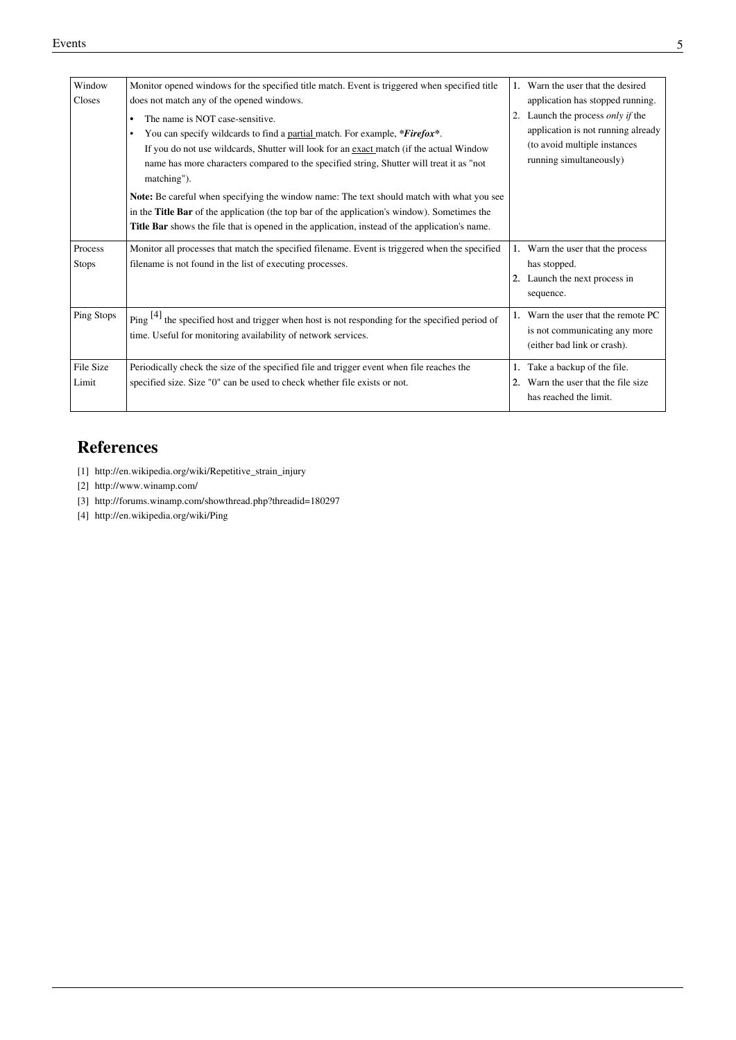| | | |
|---|---|---|
| Window Closes | Monitor opened windows for the specified title match. Event is triggered when specified title does not match any of the opened windows.<br>• The name is NOT case-sensitive.<br>• You can specify wildcards to find a partial match. For example, ***Firefox***.<br>If you do not use wildcards, Shutter will look for an exact match (if the actual Window name has more characters compared to the specified string, Shutter will treat it as "not matching").<br>**Note:** Be careful when specifying the window name: The text should match with what you see in the **Title Bar** of the application (the top bar of the application's window). Sometimes the **Title Bar** shows the file that is opened in the application, instead of the application's name. | 1. Warn the user that the desired application has stopped running.<br>2. Launch the process *only if* the application is not running already (to avoid multiple instances running simultaneously) |
| Process Stops | Monitor all processes that match the specified filename. Event is triggered when the specified filename is not found in the list of executing processes. | 1. Warn the user that the process has stopped.<br>2. Launch the next process in sequence. |
| Ping Stops | Ping [4] the specified host and trigger when host is not responding for the specified period of time. Useful for monitoring availability of network services. | 1. Warn the user that the remote PC is not communicating any more (either bad link or crash). |
| File Size Limit | Periodically check the size of the specified file and trigger event when file reaches the specified size. Size "0" can be used to check whether file exists or not. | 1. Take a backup of the file.<br>2. Warn the user that the file size has reached the limit. |

## References

[1] http://en.wikipedia.org/wiki/Repetitive_strain_injury

[2] http://www.winamp.com/

[3] http://forums.winamp.com/showthread.php?threadid=180297

[4] http://en.wikipedia.org/wiki/Ping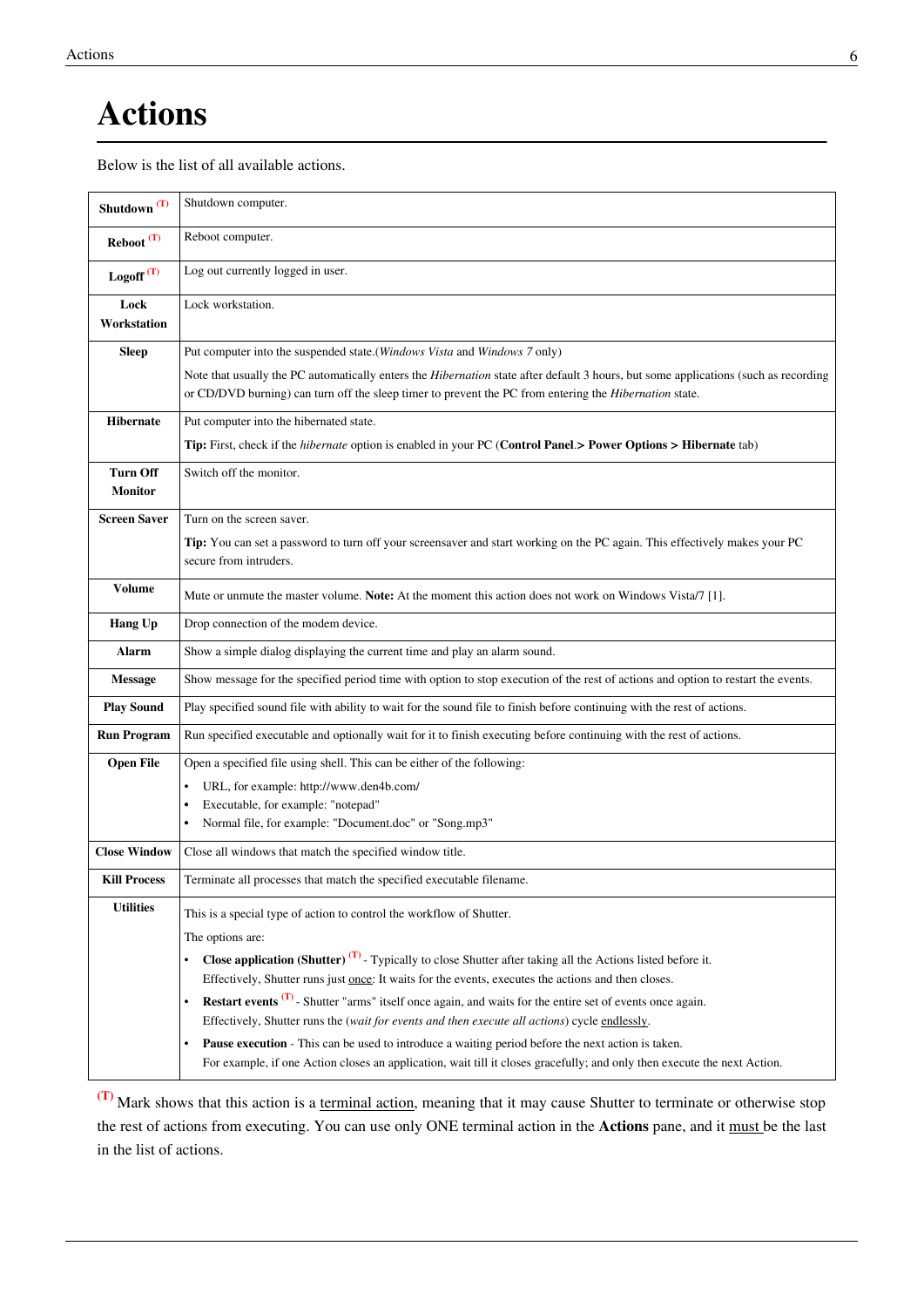# Actions

Below is the list of all available actions.

| | |
|---|---|
| **Shutdown** (T) | Shutdown computer. |
| **Reboot** (T) | Reboot computer. |
| **Logoff** (T) | Log out currently logged in user. |
| **Lock Workstation** | Lock workstation. |
| **Sleep** | Put computer into the suspended state.(*Windows Vista* and *Windows 7* only)<br>Note that usually the PC automatically enters the *Hibernation* state after default 3 hours, but some applications (such as recording or CD/DVD burning) can turn off the sleep timer to prevent the PC from entering the *Hibernation* state. |
| **Hibernate** | Put computer into the hibernated state.<br>**Tip:** First, check if the *hibernate* option is enabled in your PC (**Control Panel.> Power Options > Hibernate** tab) |
| **Turn Off Monitor** | Switch off the monitor. |
| **Screen Saver** | Turn on the screen saver.<br>**Tip:** You can set a password to turn off your screensaver and start working on the PC again. This effectively makes your PC secure from intruders. |
| **Volume** | Mute or unmute the master volume. **Note:** At the moment this action does not work on Windows Vista/7 [1]. |
| **Hang Up** | Drop connection of the modem device. |
| **Alarm** | Show a simple dialog displaying the current time and play an alarm sound. |
| **Message** | Show message for the specified period time with option to stop execution of the rest of actions and option to restart the events. |
| **Play Sound** | Play specified sound file with ability to wait for the sound file to finish before continuing with the rest of actions. |
| **Run Program** | Run specified executable and optionally wait for it to finish executing before continuing with the rest of actions. |
| **Open File** | Open a specified file using shell. This can be either of the following:<br>• URL, for example: http://www.den4b.com/<br>• Executable, for example: "notepad"<br>• Normal file, for example: "Document.doc" or "Song.mp3" |
| **Close Window** | Close all windows that match the specified window title. |
| **Kill Process** | Terminate all processes that match the specified executable filename. |
| **Utilities** | This is a special type of action to control the workflow of Shutter.<br>The options are:<br>• **Close application (Shutter)** (T) - Typically to close Shutter after taking all the Actions listed before it. Effectively, Shutter runs just once: It waits for the events, executes the actions and then closes.<br>• **Restart events** (T) - Shutter "arms" itself once again, and waits for the entire set of events once again. Effectively, Shutter runs the (*wait for events and then execute all actions*) cycle endlessly.<br>• **Pause execution** - This can be used to introduce a waiting period before the next action is taken. For example, if one Action closes an application, wait till it closes gracefully; and only then execute the next Action. |

(T) Mark shows that this action is a terminal action, meaning that it may cause Shutter to terminate or otherwise stop the rest of actions from executing. You can use only ONE terminal action in the **Actions** pane, and it must be the last in the list of actions.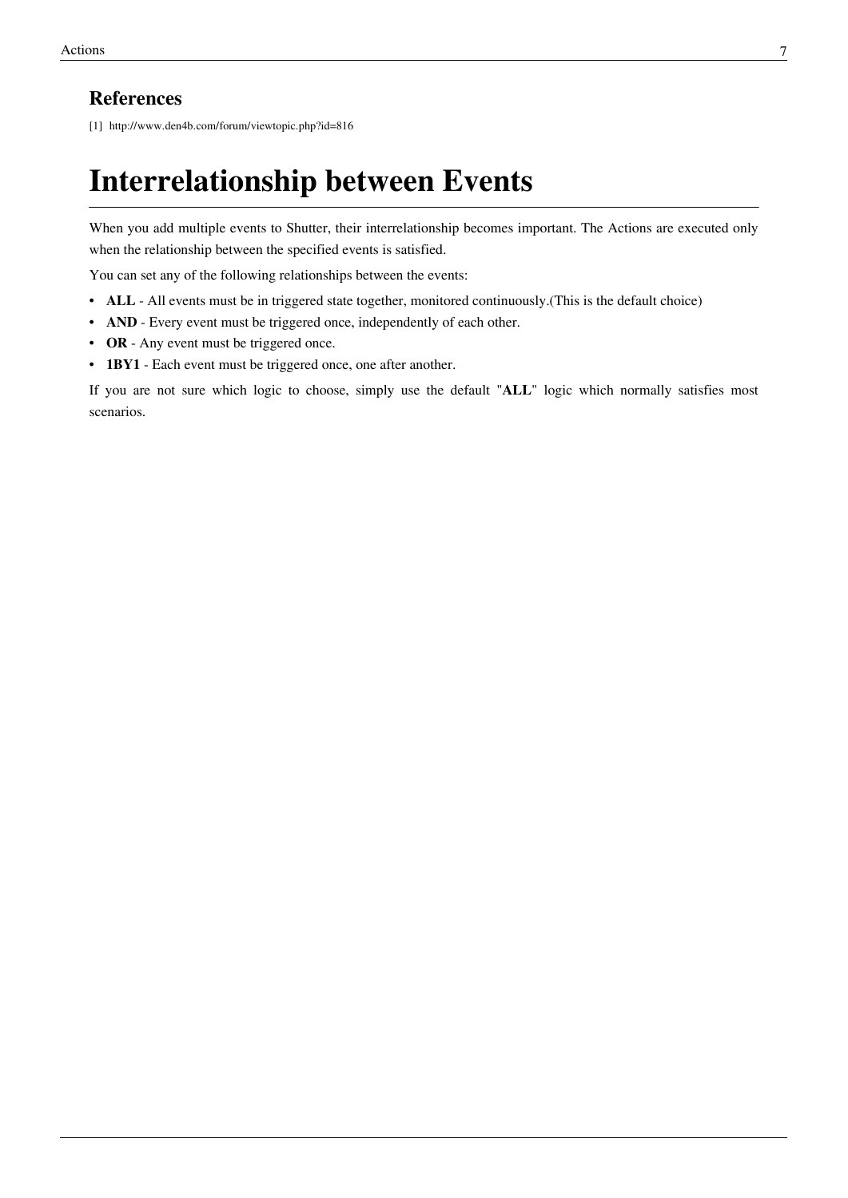### References

[1] http://www.den4b.com/forum/viewtopic.php?id=816

# Interrelationship between Events

When you add multiple events to Shutter, their interrelationship becomes important. The Actions are executed only when the relationship between the specified events is satisfied.

You can set any of the following relationships between the events:

- **ALL** - All events must be in triggered state together, monitored continuously.(This is the default choice)
- **AND** - Every event must be triggered once, independently of each other.
- **OR** - Any event must be triggered once.
- **1BY1** - Each event must be triggered once, one after another.

If you are not sure which logic to choose, simply use the default "**ALL**" logic which normally satisfies most scenarios.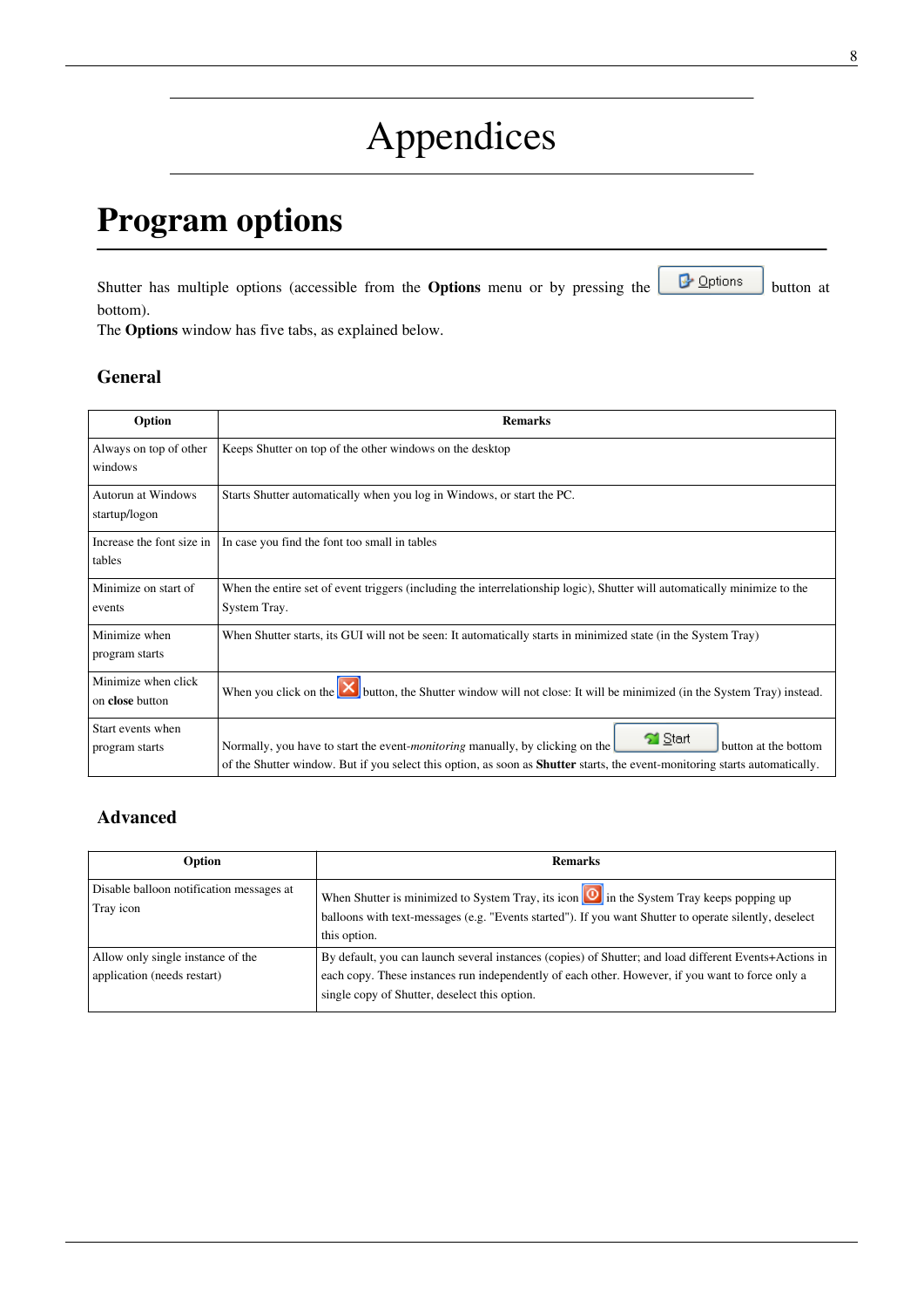# Appendices

## Program options

Shutter has multiple options (accessible from the **Options** menu or by pressing the Options button at bottom).
The **Options** window has five tabs, as explained below.

### General

| Option | Remarks |
|---|---|
| Always on top of other windows | Keeps Shutter on top of the other windows on the desktop |
| Autorun at Windows startup/logon | Starts Shutter automatically when you log in Windows, or start the PC. |
| Increase the font size in tables | In case you find the font too small in tables |
| Minimize on start of events | When the entire set of event triggers (including the interrelationship logic), Shutter will automatically minimize to the System Tray. |
| Minimize when program starts | When Shutter starts, its GUI will not be seen: It automatically starts in minimized state (in the System Tray) |
| Minimize when click on **close** button | When you click on the button, the Shutter window will not close: It will be minimized (in the System Tray) instead. |
| Start events when program starts | Normally, you have to start the event-*monitoring* manually, by clicking on the Start button at the bottom of the Shutter window. But if you select this option, as soon as **Shutter** starts, the event-monitoring starts automatically. |

### Advanced

| Option | Remarks |
|---|---|
| Disable balloon notification messages at Tray icon | When Shutter is minimized to System Tray, its icon in the System Tray keeps popping up balloons with text-messages (e.g. "Events started"). If you want Shutter to operate silently, deselect this option. |
| Allow only single instance of the application (needs restart) | By default, you can launch several instances (copies) of Shutter; and load different Events+Actions in each copy. These instances run independently of each other. However, if you want to force only a single copy of Shutter, deselect this option. |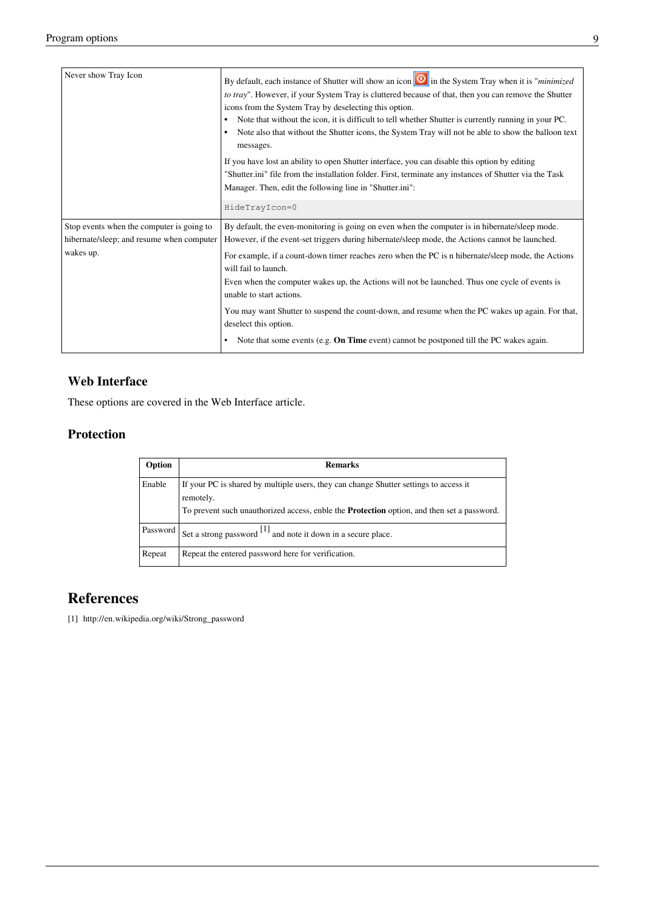| | |
|---|---|
| Never show Tray Icon | By default, each instance of Shutter will show an icon in the System Tray when it is "*minimized to tray*". However, if your System Tray is cluttered because of that, then you can remove the Shutter icons from the System Tray by deselecting this option.<br>• Note that without the icon, it is difficult to tell whether Shutter is currently running in your PC.<br>• Note also that without the Shutter icons, the System Tray will not be able to show the balloon text messages.<br>If you have lost an ability to open Shutter interface, you can disable this option by editing "Shutter.ini" file from the installation folder. First, terminate any instances of Shutter via the Task Manager. Then, edit the following line in "Shutter.ini":<br>`HideTrayIcon=0` |
| Stop events when the computer is going to hibernate/sleep; and resume when computer wakes up. | By default, the even-monitoring is going on even when the computer is in hibernate/sleep mode. However, if the event-set triggers during hibernate/sleep mode, the Actions cannot be launched.<br>For example, if a count-down timer reaches zero when the PC is n hibernate/sleep mode, the Actions will fail to launch.<br>Even when the computer wakes up, the Actions will not be launched. Thus one cycle of events is unable to start actions.<br>You may want Shutter to suspend the count-down, and resume when the PC wakes up again. For that, deselect this option.<br>• Note that some events (e.g. **On Time** event) cannot be postponed till the PC wakes again. |

### Web Interface

These options are covered in the Web Interface article.

### Protection

| Option | Remarks |
|---|---|
| Enable | If your PC is shared by multiple users, they can change Shutter settings to access it remotely.<br>To prevent such unauthorized access, enble the **Protection** option, and then set a password. |
| Password | Set a strong password [1] and note it down in a secure place. |
| Repeat | Repeat the entered password here for verification. |

## References

[1] http://en.wikipedia.org/wiki/Strong_password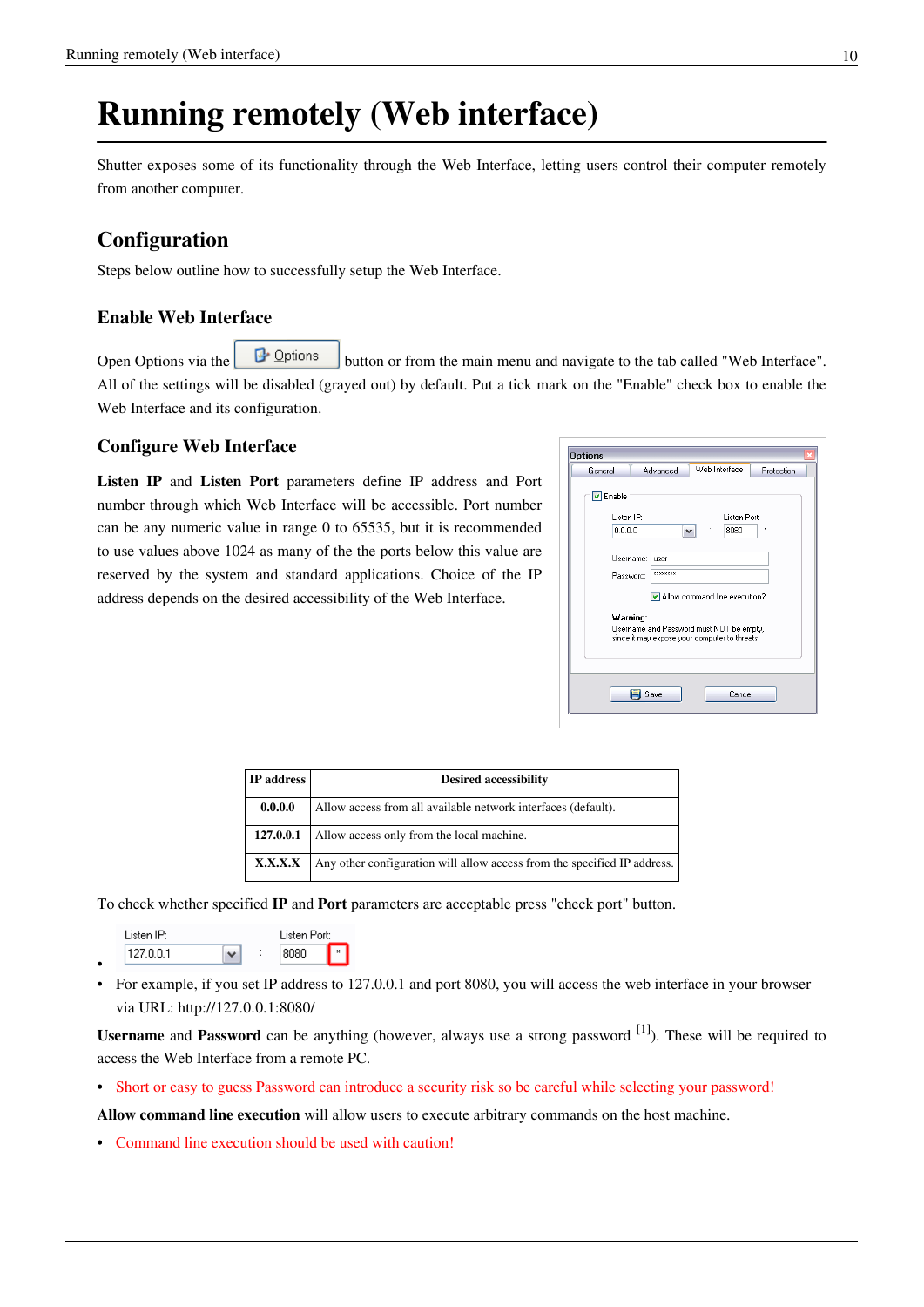# Running remotely (Web interface)

Shutter exposes some of its functionality through the Web Interface, letting users control their computer remotely from another computer.

## Configuration

Steps below outline how to successfully setup the Web Interface.

### Enable Web Interface

Open Options via the Options button or from the main menu and navigate to the tab called "Web Interface". All of the settings will be disabled (grayed out) by default. Put a tick mark on the "Enable" check box to enable the Web Interface and its configuration.

### Configure Web Interface

**Listen IP** and **Listen Port** parameters define IP address and Port number through which Web Interface will be accessible. Port number can be any numeric value in range 0 to 65535, but it is recommended to use values above 1024 as many of the the ports below this value are reserved by the system and standard applications. Choice of the IP address depends on the desired accessibility of the Web Interface.

| IP address | Desired accessibility |
|---|---|
| **0.0.0.0** | Allow access from all available network interfaces (default). |
| **127.0.0.1** | Allow access only from the local machine. |
| **X.X.X.X** | Any other configuration will allow access from the specified IP address. |

To check whether specified **IP** and **Port** parameters are acceptable press "check port" button.

- 
- For example, if you set IP address to 127.0.0.1 and port 8080, you will access the web interface in your browser via URL: http://127.0.0.1:8080/

**Username** and **Password** can be anything (however, always use a strong password [1]). These will be required to access the Web Interface from a remote PC.

- Short or easy to guess Password can introduce a security risk so be careful while selecting your password!

**Allow command line execution** will allow users to execute arbitrary commands on the host machine.

- Command line execution should be used with caution!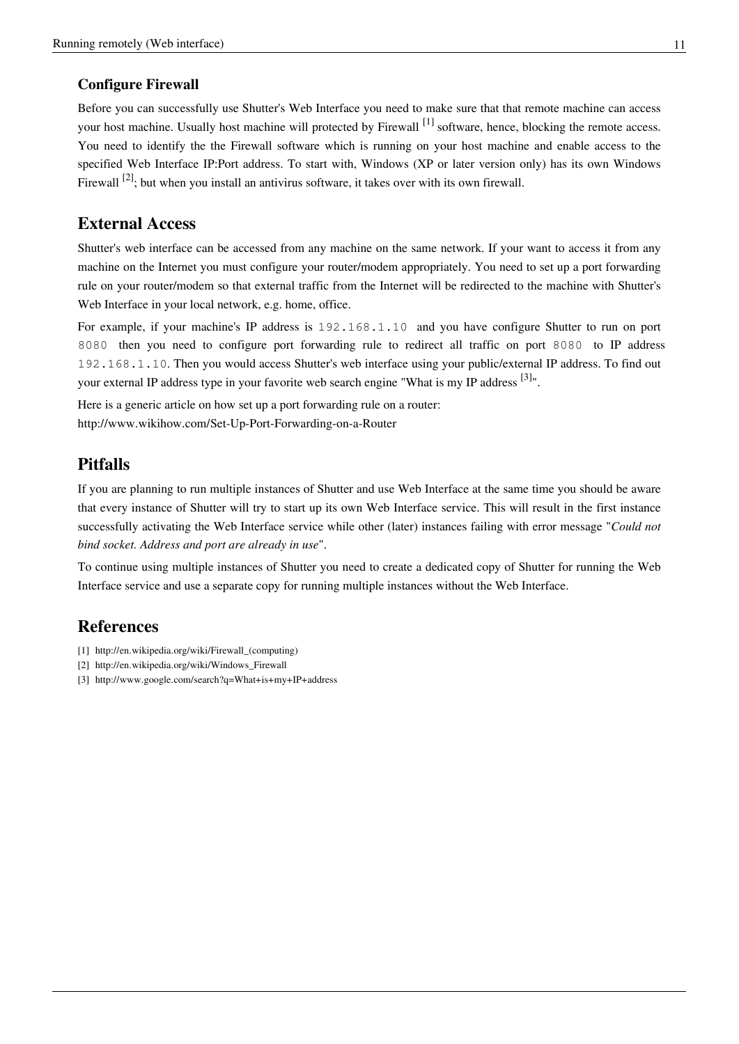### Configure Firewall

Before you can successfully use Shutter's Web Interface you need to make sure that that remote machine can access your host machine. Usually host machine will protected by Firewall [1] software, hence, blocking the remote access. You need to identify the the Firewall software which is running on your host machine and enable access to the specified Web Interface IP:Port address. To start with, Windows (XP or later version only) has its own Windows Firewall [2]; but when you install an antivirus software, it takes over with its own firewall.

## External Access

Shutter's web interface can be accessed from any machine on the same network. If your want to access it from any machine on the Internet you must configure your router/modem appropriately. You need to set up a port forwarding rule on your router/modem so that external traffic from the Internet will be redirected to the machine with Shutter's Web Interface in your local network, e.g. home, office.

For example, if your machine's IP address is `192.168.1.10` and you have configure Shutter to run on port `8080` then you need to configure port forwarding rule to redirect all traffic on port `8080` to IP address `192.168.1.10`. Then you would access Shutter's web interface using your public/external IP address. To find out your external IP address type in your favorite web search engine "What is my IP address [3]".

Here is a generic article on how set up a port forwarding rule on a router:
http://www.wikihow.com/Set-Up-Port-Forwarding-on-a-Router

## Pitfalls

If you are planning to run multiple instances of Shutter and use Web Interface at the same time you should be aware that every instance of Shutter will try to start up its own Web Interface service. This will result in the first instance successfully activating the Web Interface service while other (later) instances failing with error message "*Could not bind socket. Address and port are already in use*".

To continue using multiple instances of Shutter you need to create a dedicated copy of Shutter for running the Web Interface service and use a separate copy for running multiple instances without the Web Interface.

## References

[1] http://en.wikipedia.org/wiki/Firewall_(computing)

[2] http://en.wikipedia.org/wiki/Windows_Firewall

[3] http://www.google.com/search?q=What+is+my+IP+address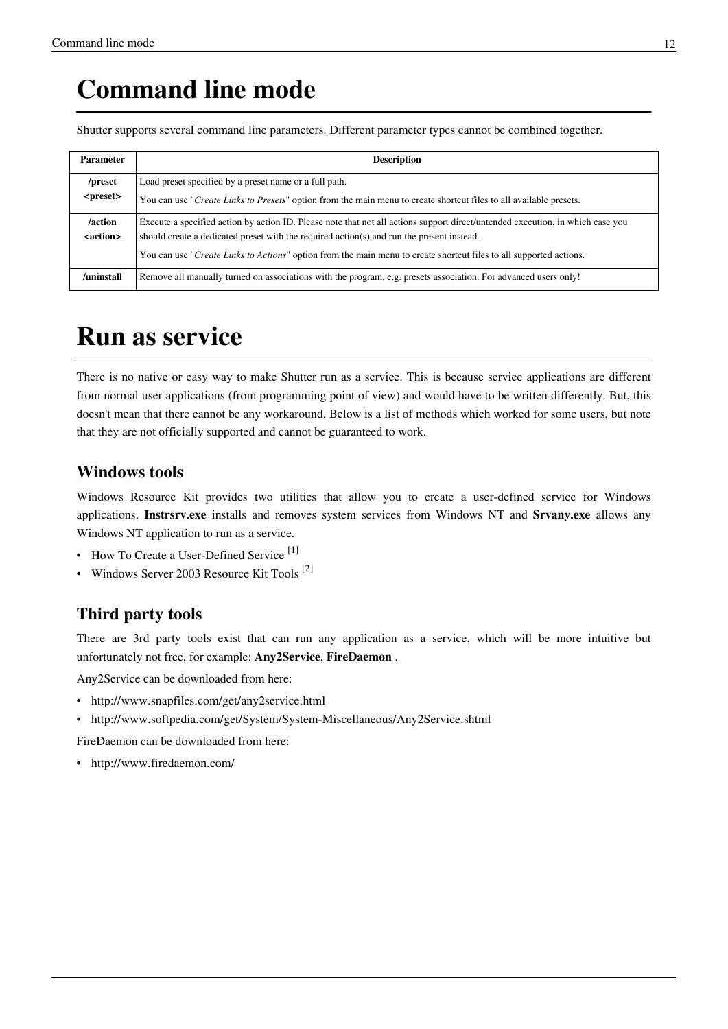# Command line mode

Shutter supports several command line parameters. Different parameter types cannot be combined together.

| Parameter | Description |
|---|---|
| **/preset <preset>** | Load preset specified by a preset name or a full path.<br>You can use "*Create Links to Presets*" option from the main menu to create shortcut files to all available presets. |
| **/action <action>** | Execute a specified action by action ID. Please note that not all actions support direct/untended execution, in which case you should create a dedicated preset with the required action(s) and run the present instead.<br>You can use "*Create Links to Actions*" option from the main menu to create shortcut files to all supported actions. |
| **/uninstall** | Remove all manually turned on associations with the program, e.g. presets association. For advanced users only! |

# Run as service

There is no native or easy way to make Shutter run as a service. This is because service applications are different from normal user applications (from programming point of view) and would have to be written differently. But, this doesn't mean that there cannot be any workaround. Below is a list of methods which worked for some users, but note that they are not officially supported and cannot be guaranteed to work.

## Windows tools

Windows Resource Kit provides two utilities that allow you to create a user-defined service for Windows applications. **Instrsrv.exe** installs and removes system services from Windows NT and **Srvany.exe** allows any Windows NT application to run as a service.

- How To Create a User-Defined Service [1]
- Windows Server 2003 Resource Kit Tools [2]

## Third party tools

There are 3rd party tools exist that can run any application as a service, which will be more intuitive but unfortunately not free, for example: **Any2Service**, **FireDaemon** .

Any2Service can be downloaded from here:

- http://www.snapfiles.com/get/any2service.html
- http://www.softpedia.com/get/System/System-Miscellaneous/Any2Service.shtml

FireDaemon can be downloaded from here:

- http://www.firedaemon.com/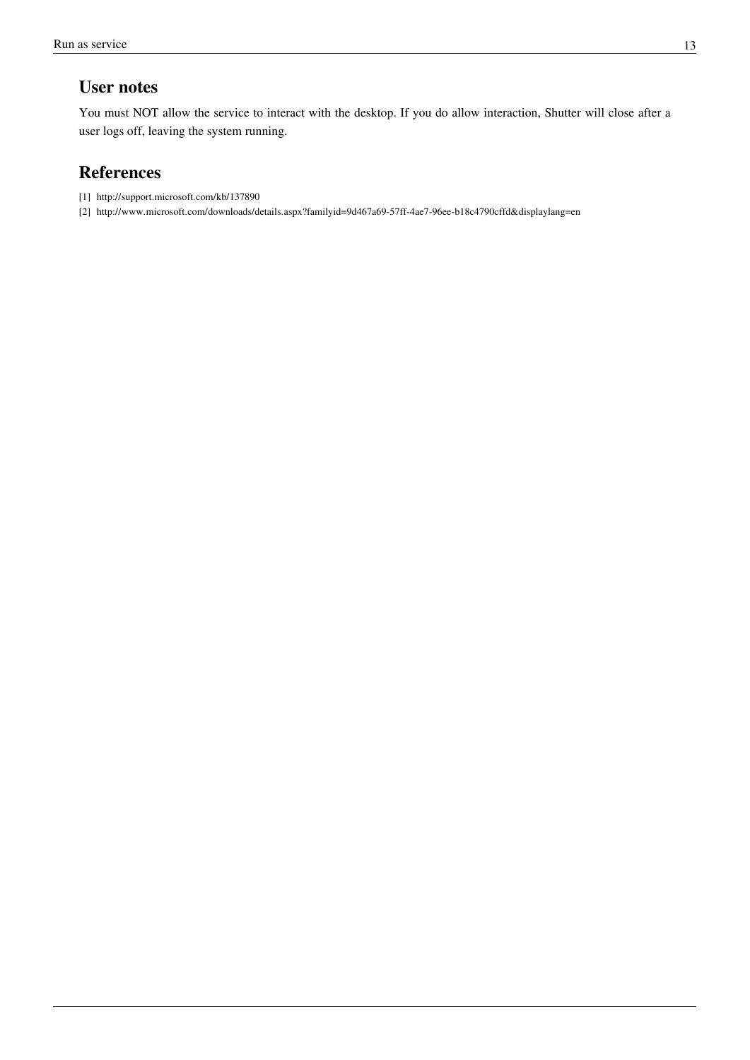## User notes

You must NOT allow the service to interact with the desktop. If you do allow interaction, Shutter will close after a user logs off, leaving the system running.

## References

[1] http://support.microsoft.com/kb/137890

[2] http://www.microsoft.com/downloads/details.aspx?familyid=9d467a69-57ff-4ae7-96ee-b18c4790cffd&displaylang=en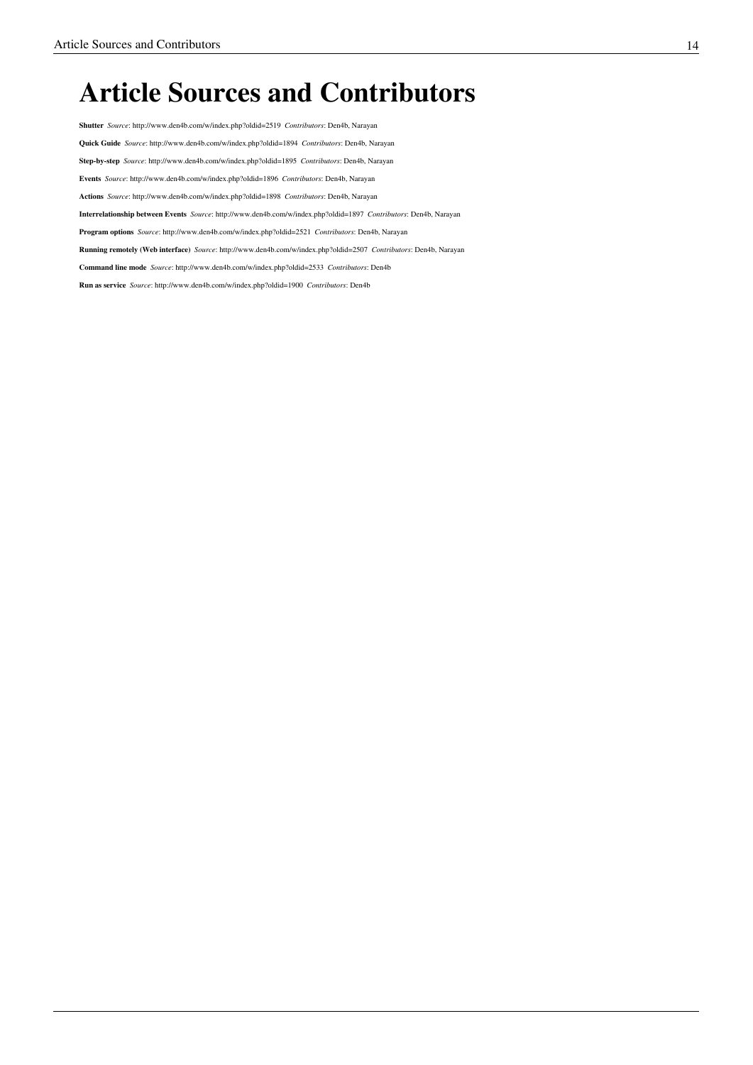# Article Sources and Contributors

**Shutter** *Source*: http://www.den4b.com/w/index.php?oldid=2519 *Contributors*: Den4b, Narayan

**Quick Guide** *Source*: http://www.den4b.com/w/index.php?oldid=1894 *Contributors*: Den4b, Narayan

**Step-by-step** *Source*: http://www.den4b.com/w/index.php?oldid=1895 *Contributors*: Den4b, Narayan

**Events** *Source*: http://www.den4b.com/w/index.php?oldid=1896 *Contributors*: Den4b, Narayan

**Actions** *Source*: http://www.den4b.com/w/index.php?oldid=1898 *Contributors*: Den4b, Narayan

**Interrelationship between Events** *Source*: http://www.den4b.com/w/index.php?oldid=1897 *Contributors*: Den4b, Narayan

**Program options** *Source*: http://www.den4b.com/w/index.php?oldid=2521 *Contributors*: Den4b, Narayan

**Running remotely (Web interface)** *Source*: http://www.den4b.com/w/index.php?oldid=2507 *Contributors*: Den4b, Narayan

**Command line mode** *Source*: http://www.den4b.com/w/index.php?oldid=2533 *Contributors*: Den4b

**Run as service** *Source*: http://www.den4b.com/w/index.php?oldid=1900 *Contributors*: Den4b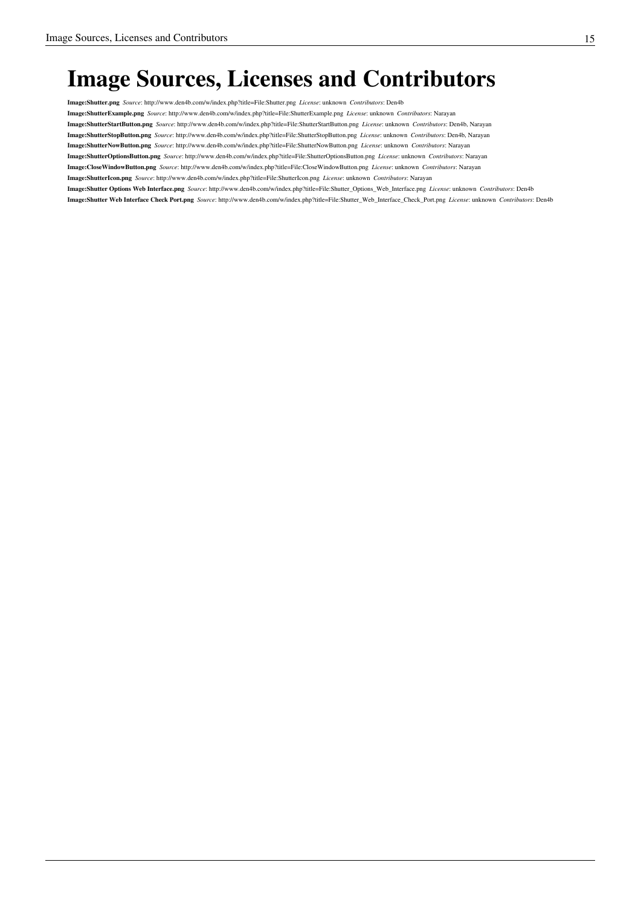# Image Sources, Licenses and Contributors

**Image:Shutter.png** *Source*: http://www.den4b.com/w/index.php?title=File:Shutter.png *License*: unknown *Contributors*: Den4b

**Image:ShutterExample.png** *Source*: http://www.den4b.com/w/index.php?title=File:ShutterExample.png *License*: unknown *Contributors*: Narayan

**Image:ShutterStartButton.png** *Source*: http://www.den4b.com/w/index.php?title=File:ShutterStartButton.png *License*: unknown *Contributors*: Den4b, Narayan

**Image:ShutterStopButton.png** *Source*: http://www.den4b.com/w/index.php?title=File:ShutterStopButton.png *License*: unknown *Contributors*: Den4b, Narayan

**Image:ShutterNowButton.png** *Source*: http://www.den4b.com/w/index.php?title=File:ShutterNowButton.png *License*: unknown *Contributors*: Narayan

**Image:ShutterOptionsButton.png** *Source*: http://www.den4b.com/w/index.php?title=File:ShutterOptionsButton.png *License*: unknown *Contributors*: Narayan

**Image:CloseWindowButton.png** *Source*: http://www.den4b.com/w/index.php?title=File:CloseWindowButton.png *License*: unknown *Contributors*: Narayan

**Image:ShutterIcon.png** *Source*: http://www.den4b.com/w/index.php?title=File:ShutterIcon.png *License*: unknown *Contributors*: Narayan

**Image:Shutter Options Web Interface.png** *Source*: http://www.den4b.com/w/index.php?title=File:Shutter_Options_Web_Interface.png *License*: unknown *Contributors*: Den4b

**Image:Shutter Web Interface Check Port.png** *Source*: http://www.den4b.com/w/index.php?title=File:Shutter_Web_Interface_Check_Port.png *License*: unknown *Contributors*: Den4b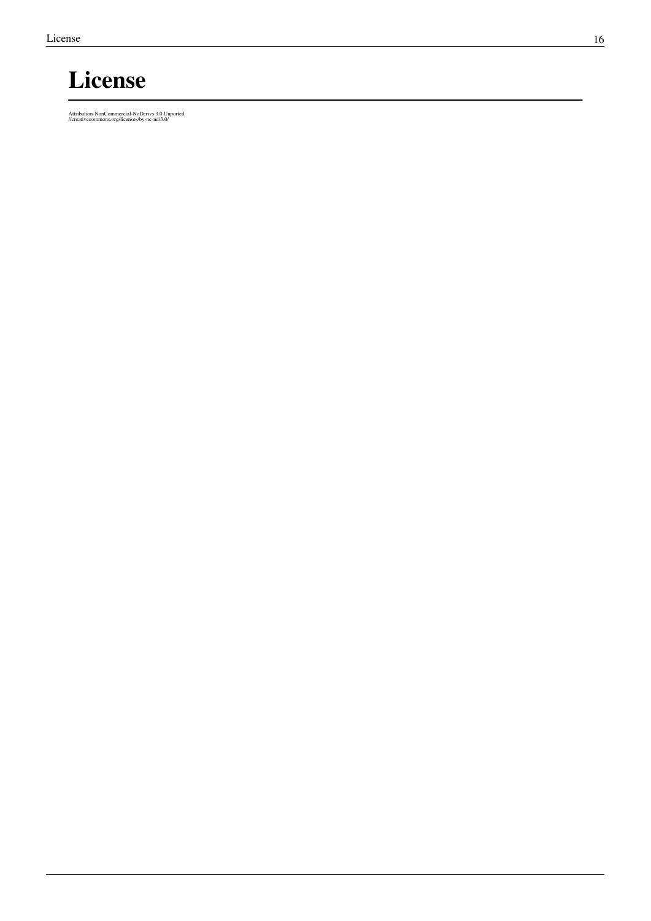# License

Attribution-NonCommercial-NoDerivs 3.0 Unported
//creativecommons.org/licenses/by-nc-nd/3.0/